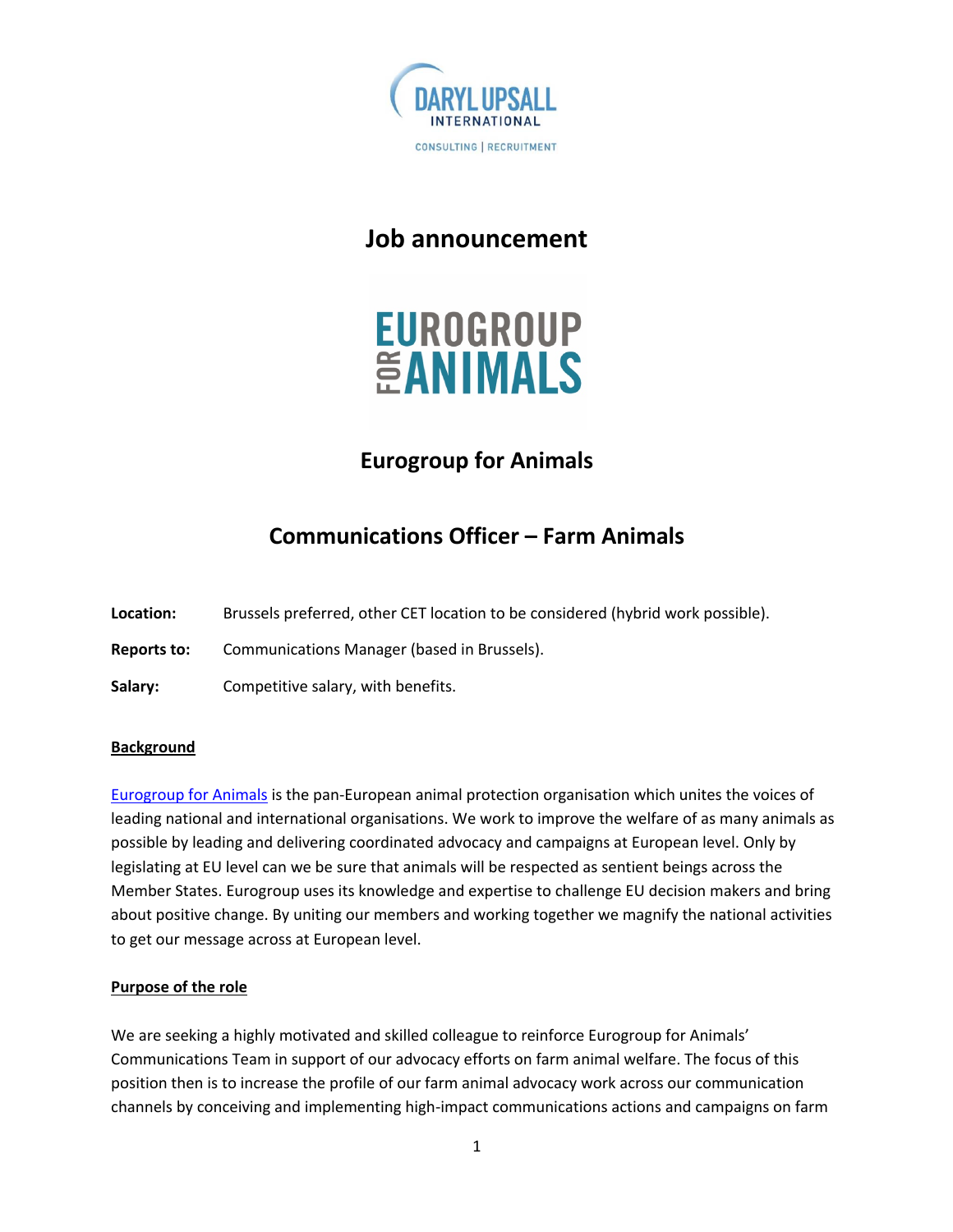DARYL UPSALL INTERNATIONAL

CONSULTING | RECRUITMENT

# Job announcement

EUROGROUP FOR ANIMALS

## Eurogroup for Animals

## Communications Officer – Farm Animals

**Location:** Brussels preferred, other CET location to be considered (hybrid work possible).

**Reports to:** Communications Manager (based in Brussels).

**Salary:** Competitive salary, with benefits.

**Background**

Eurogroup for Animals is the pan-European animal protection organisation which unites the voices of leading national and international organisations. We work to improve the welfare of as many animals as possible by leading and delivering coordinated advocacy and campaigns at European level. Only by legislating at EU level can we be sure that animals will be respected as sentient beings across the Member States. Eurogroup uses its knowledge and expertise to challenge EU decision makers and bring about positive change. By uniting our members and working together we magnify the national activities to get our message across at European level.

**Purpose of the role**

We are seeking a highly motivated and skilled colleague to reinforce Eurogroup for Animals' Communications Team in support of our advocacy efforts on farm animal welfare. The focus of this position then is to increase the profile of our farm animal advocacy work across our communication channels by conceiving and implementing high-impact communications actions and campaigns on farm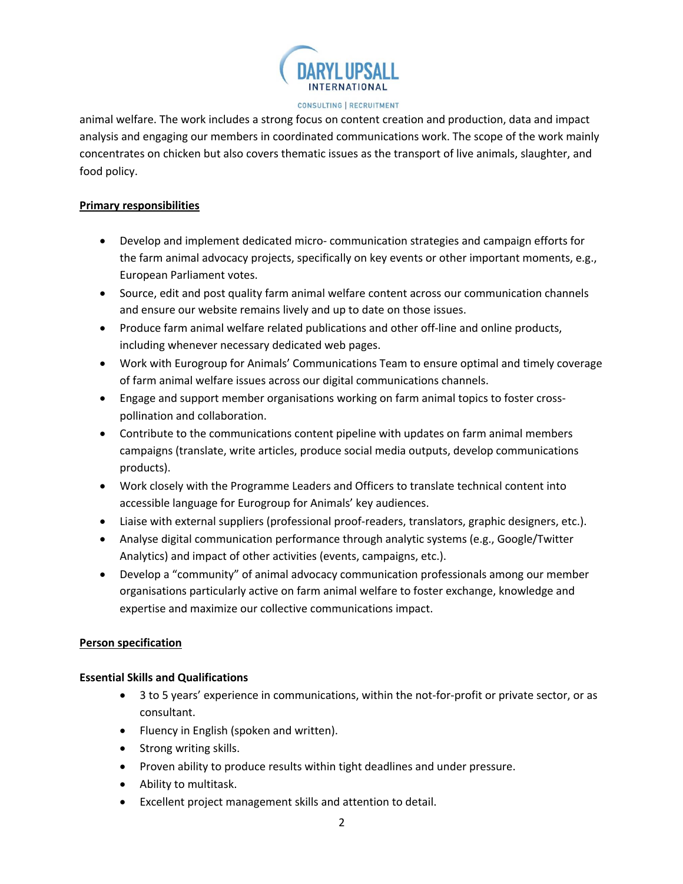animal welfare. The work includes a strong focus on content creation and production, data and impact analysis and engaging our members in coordinated communications work. The scope of the work mainly concentrates on chicken but also covers thematic issues as the transport of live animals, slaughter, and food policy.

**Primary responsibilities**

- Develop and implement dedicated micro- communication strategies and campaign efforts for the farm animal advocacy projects, specifically on key events or other important moments, e.g., European Parliament votes.
- Source, edit and post quality farm animal welfare content across our communication channels and ensure our website remains lively and up to date on those issues.
- Produce farm animal welfare related publications and other off-line and online products, including whenever necessary dedicated web pages.
- Work with Eurogroup for Animals' Communications Team to ensure optimal and timely coverage of farm animal welfare issues across our digital communications channels.
- Engage and support member organisations working on farm animal topics to foster cross-pollination and collaboration.
- Contribute to the communications content pipeline with updates on farm animal members campaigns (translate, write articles, produce social media outputs, develop communications products).
- Work closely with the Programme Leaders and Officers to translate technical content into accessible language for Eurogroup for Animals' key audiences.
- Liaise with external suppliers (professional proof-readers, translators, graphic designers, etc.).
- Analyse digital communication performance through analytic systems (e.g., Google/Twitter Analytics) and impact of other activities (events, campaigns, etc.).
- Develop a "community" of animal advocacy communication professionals among our member organisations particularly active on farm animal welfare to foster exchange, knowledge and expertise and maximize our collective communications impact.

**Person specification**

**Essential Skills and Qualifications**

- 3 to 5 years' experience in communications, within the not-for-profit or private sector, or as consultant.
- Fluency in English (spoken and written).
- Strong writing skills.
- Proven ability to produce results within tight deadlines and under pressure.
- Ability to multitask.
- Excellent project management skills and attention to detail.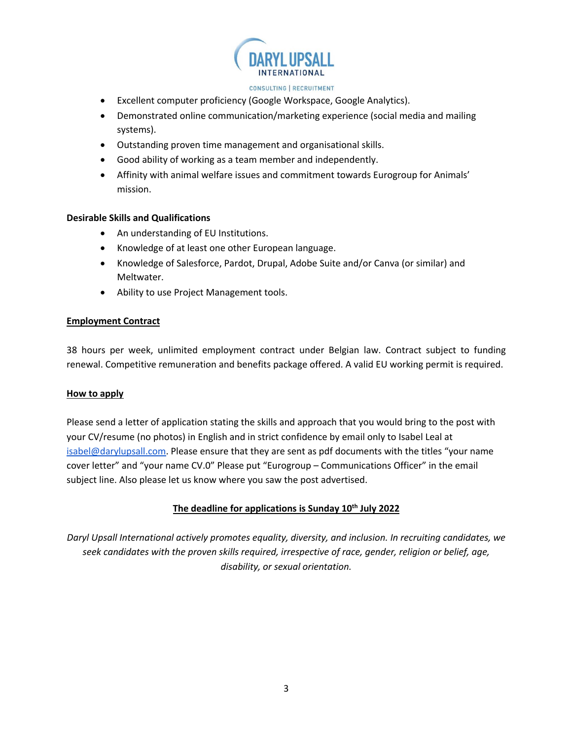- Excellent computer proficiency (Google Workspace, Google Analytics).
- Demonstrated online communication/marketing experience (social media and mailing systems).
- Outstanding proven time management and organisational skills.
- Good ability of working as a team member and independently.
- Affinity with animal welfare issues and commitment towards Eurogroup for Animals' mission.

**Desirable Skills and Qualifications**

- An understanding of EU Institutions.
- Knowledge of at least one other European language.
- Knowledge of Salesforce, Pardot, Drupal, Adobe Suite and/or Canva (or similar) and Meltwater.
- Ability to use Project Management tools.

**Employment Contract**

38 hours per week, unlimited employment contract under Belgian law. Contract subject to funding renewal. Competitive remuneration and benefits package offered. A valid EU working permit is required.

**How to apply**

Please send a letter of application stating the skills and approach that you would bring to the post with your CV/resume (no photos) in English and in strict confidence by email only to Isabel Leal at isabel@darylupsall.com. Please ensure that they are sent as pdf documents with the titles "your name cover letter" and "your name CV.0" Please put "Eurogroup – Communications Officer" in the email subject line. Also please let us know where you saw the post advertised.

**The deadline for applications is Sunday 10th July 2022**

*Daryl Upsall International actively promotes equality, diversity, and inclusion. In recruiting candidates, we seek candidates with the proven skills required, irrespective of race, gender, religion or belief, age, disability, or sexual orientation.*